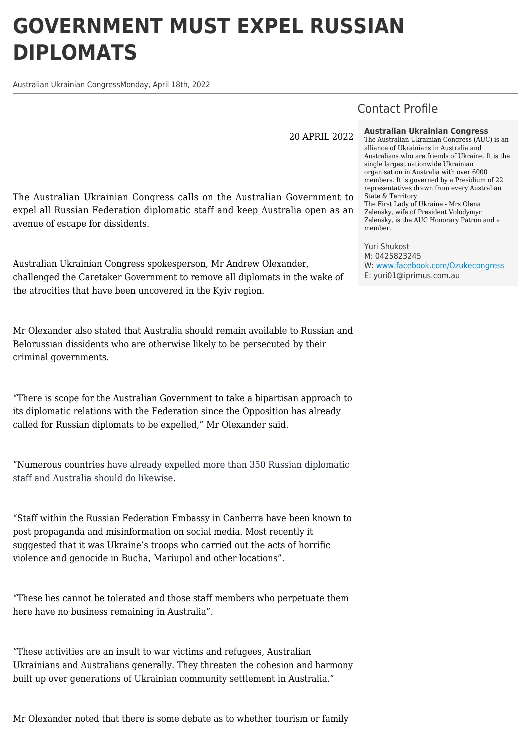# GOVERNMENT MUST EXPEL RUSSIAN DIPLOMATS

Australian Ukrainian CongressMonday, April 18th, 2022

20 APRIL 2022

The Australian Ukrainian Congress calls on the Australian Government to expel all Russian Federation diplomatic staff and keep Australia open as an avenue of escape for dissidents.

Australian Ukrainian Congress spokesperson, Mr Andrew Olexander, challenged the Caretaker Government to remove all diplomats in the wake of the atrocities that have been uncovered in the Kyiv region.

Mr Olexander also stated that Australia should remain available to Russian and Belorussian dissidents who are otherwise likely to be persecuted by their criminal governments.

"There is scope for the Australian Government to take a bipartisan approach to its diplomatic relations with the Federation since the Opposition has already called for Russian diplomats to be expelled," Mr Olexander said.

"Numerous countries have already expelled more than 350 Russian diplomatic staff and Australia should do likewise.

"Staff within the Russian Federation Embassy in Canberra have been known to post propaganda and misinformation on social media. Most recently it suggested that it was Ukraine's troops who carried out the acts of horrific violence and genocide in Bucha, Mariupol and other locations".

"These lies cannot be tolerated and those staff members who perpetuate them here have no business remaining in Australia".

"These activities are an insult to war victims and refugees, Australian Ukrainians and Australians generally. They threaten the cohesion and harmony built up over generations of Ukrainian community settlement in Australia."

Mr Olexander noted that there is some debate as to whether tourism or family

## Contact Profile

**Australian Ukrainian Congress**
The Australian Ukrainian Congress (AUC) is an alliance of Ukrainians in Australia and Australians who are friends of Ukraine. It is the single largest nationwide Ukrainian organisation in Australia with over 6000 members. It is governed by a Presidium of 22 representatives drawn from every Australian State & Territory.
The First Lady of Ukraine - Mrs Olena Zelensky, wife of President Volodymyr Zelensky, is the AUC Honorary Patron and a member.

Yuri Shukost
M: 0425823245
W: www.facebook.com/Ozukecongress
E: yuri01@iprimus.com.au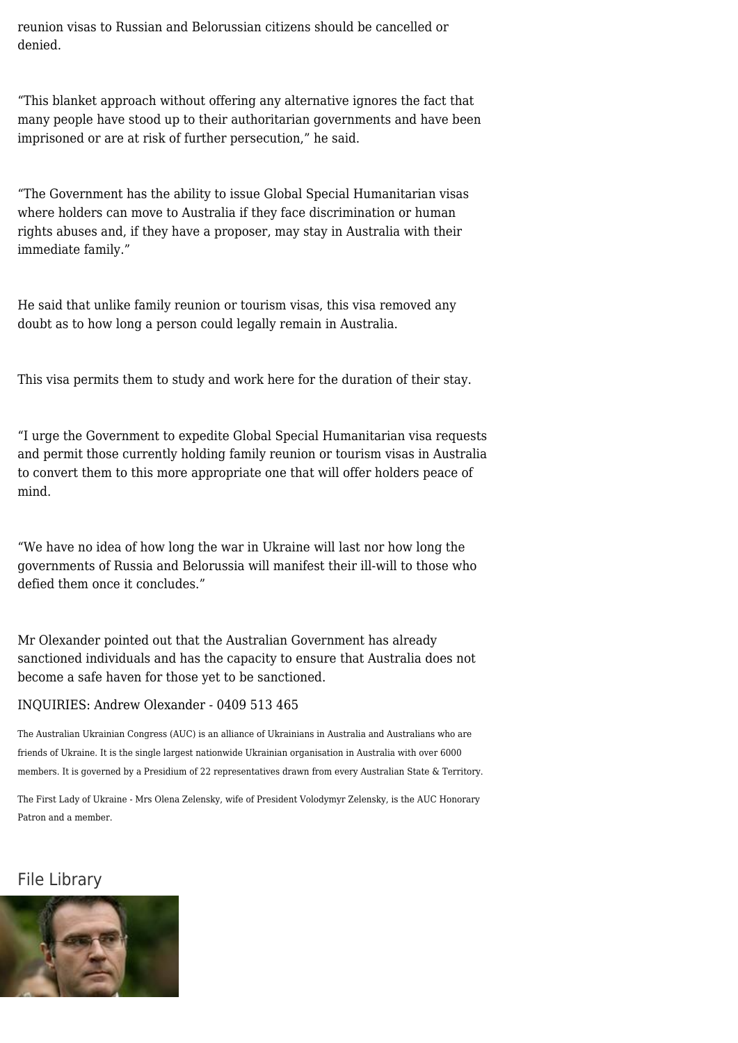reunion visas to Russian and Belorussian citizens should be cancelled or denied.

"This blanket approach without offering any alternative ignores the fact that many people have stood up to their authoritarian governments and have been imprisoned or are at risk of further persecution," he said.

"The Government has the ability to issue Global Special Humanitarian visas where holders can move to Australia if they face discrimination or human rights abuses and, if they have a proposer, may stay in Australia with their immediate family."

He said that unlike family reunion or tourism visas, this visa removed any doubt as to how long a person could legally remain in Australia.

This visa permits them to study and work here for the duration of their stay.

"I urge the Government to expedite Global Special Humanitarian visa requests and permit those currently holding family reunion or tourism visas in Australia to convert them to this more appropriate one that will offer holders peace of mind.

"We have no idea of how long the war in Ukraine will last nor how long the governments of Russia and Belorussia will manifest their ill-will to those who defied them once it concludes."

Mr Olexander pointed out that the Australian Government has already sanctioned individuals and has the capacity to ensure that Australia does not become a safe haven for those yet to be sanctioned.

INQUIRIES: Andrew Olexander - 0409 513 465

The Australian Ukrainian Congress (AUC) is an alliance of Ukrainians in Australia and Australians who are friends of Ukraine. It is the single largest nationwide Ukrainian organisation in Australia with over 6000 members. It is governed by a Presidium of 22 representatives drawn from every Australian State & Territory.

The First Lady of Ukraine - Mrs Olena Zelensky, wife of President Volodymyr Zelensky, is the AUC Honorary Patron and a member.

## File Library